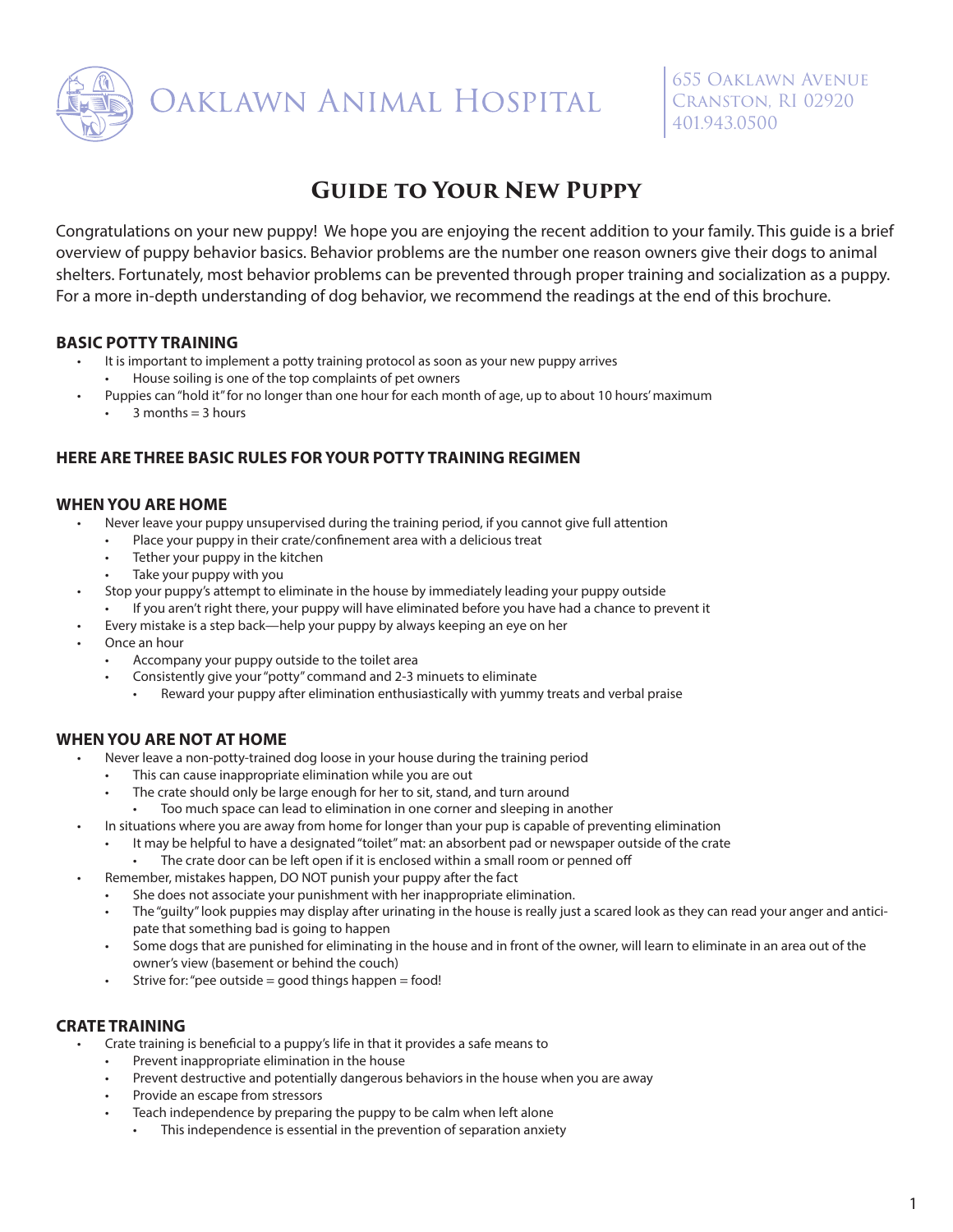# Oaklawn Animal Hospital

655 Oaklawn Avenue
Cranston, RI 02920
401.943.0500

## Guide to Your New Puppy

Congratulations on your new puppy! We hope you are enjoying the recent addition to your family. This guide is a brief overview of puppy behavior basics. Behavior problems are the number one reason owners give their dogs to animal shelters. Fortunately, most behavior problems can be prevented through proper training and socialization as a puppy. For a more in-depth understanding of dog behavior, we recommend the readings at the end of this brochure.

### BASIC POTTY TRAINING

- It is important to implement a potty training protocol as soon as your new puppy arrives
  - House soiling is one of the top complaints of pet owners
- Puppies can "hold it" for no longer than one hour for each month of age, up to about 10 hours' maximum
  - 3 months = 3 hours

### HERE ARE THREE BASIC RULES FOR YOUR POTTY TRAINING REGIMEN

### WHEN YOU ARE HOME

- Never leave your puppy unsupervised during the training period, if you cannot give full attention
  - Place your puppy in their crate/confinement area with a delicious treat
  - Tether your puppy in the kitchen
  - Take your puppy with you
- Stop your puppy's attempt to eliminate in the house by immediately leading your puppy outside
  - If you aren't right there, your puppy will have eliminated before you have had a chance to prevent it
- Every mistake is a step back—help your puppy by always keeping an eye on her
- Once an hour
  - Accompany your puppy outside to the toilet area
  - Consistently give your "potty" command and 2-3 minuets to eliminate
    - Reward your puppy after elimination enthusiastically with yummy treats and verbal praise

### WHEN YOU ARE NOT AT HOME

- Never leave a non-potty-trained dog loose in your house during the training period
  - This can cause inappropriate elimination while you are out
  - The crate should only be large enough for her to sit, stand, and turn around
    - Too much space can lead to elimination in one corner and sleeping in another
- In situations where you are away from home for longer than your pup is capable of preventing elimination
  - It may be helpful to have a designated "toilet" mat: an absorbent pad or newspaper outside of the crate
    - The crate door can be left open if it is enclosed within a small room or penned off
- Remember, mistakes happen, DO NOT punish your puppy after the fact
  - She does not associate your punishment with her inappropriate elimination.
  - The "guilty" look puppies may display after urinating in the house is really just a scared look as they can read your anger and anticipate that something bad is going to happen
  - Some dogs that are punished for eliminating in the house and in front of the owner, will learn to eliminate in an area out of the owner's view (basement or behind the couch)
  - Strive for: "pee outside = good things happen = food!

### CRATE TRAINING

- Crate training is beneficial to a puppy's life in that it provides a safe means to
  - Prevent inappropriate elimination in the house
  - Prevent destructive and potentially dangerous behaviors in the house when you are away
  - Provide an escape from stressors
  - Teach independence by preparing the puppy to be calm when left alone
    - This independence is essential in the prevention of separation anxiety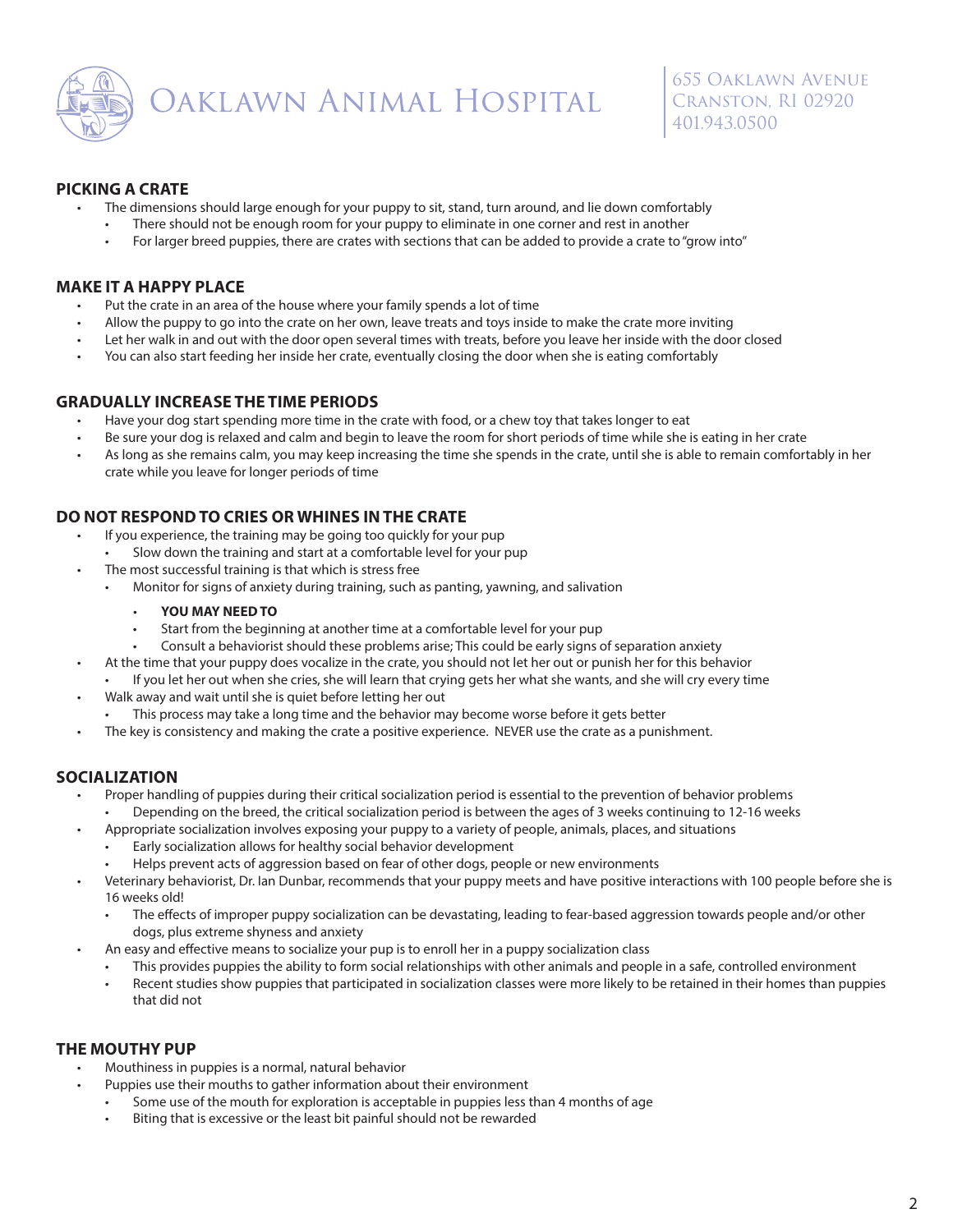## PICKING A CRATE

- The dimensions should large enough for your puppy to sit, stand, turn around, and lie down comfortably
  - There should not be enough room for your puppy to eliminate in one corner and rest in another
  - For larger breed puppies, there are crates with sections that can be added to provide a crate to "grow into"

## MAKE IT A HAPPY PLACE

- Put the crate in an area of the house where your family spends a lot of time
- Allow the puppy to go into the crate on her own, leave treats and toys inside to make the crate more inviting
- Let her walk in and out with the door open several times with treats, before you leave her inside with the door closed
- You can also start feeding her inside her crate, eventually closing the door when she is eating comfortably

## GRADUALLY INCREASE THE TIME PERIODS

- Have your dog start spending more time in the crate with food, or a chew toy that takes longer to eat
- Be sure your dog is relaxed and calm and begin to leave the room for short periods of time while she is eating in her crate
- As long as she remains calm, you may keep increasing the time she spends in the crate, until she is able to remain comfortably in her crate while you leave for longer periods of time

## DO NOT RESPOND TO CRIES OR WHINES IN THE CRATE

- If you experience, the training may be going too quickly for your pup
  - Slow down the training and start at a comfortable level for your pup
- The most successful training is that which is stress free
  - Monitor for signs of anxiety during training, such as panting, yawning, and salivation
    - **YOU MAY NEED TO**
    - Start from the beginning at another time at a comfortable level for your pup
    - Consult a behaviorist should these problems arise; This could be early signs of separation anxiety
- At the time that your puppy does vocalize in the crate, you should not let her out or punish her for this behavior
  - If you let her out when she cries, she will learn that crying gets her what she wants, and she will cry every time
- Walk away and wait until she is quiet before letting her out
  - This process may take a long time and the behavior may become worse before it gets better
- The key is consistency and making the crate a positive experience. NEVER use the crate as a punishment.

## SOCIALIZATION

- Proper handling of puppies during their critical socialization period is essential to the prevention of behavior problems
  - Depending on the breed, the critical socialization period is between the ages of 3 weeks continuing to 12-16 weeks
- Appropriate socialization involves exposing your puppy to a variety of people, animals, places, and situations
  - Early socialization allows for healthy social behavior development
  - Helps prevent acts of aggression based on fear of other dogs, people or new environments
- Veterinary behaviorist, Dr. Ian Dunbar, recommends that your puppy meets and have positive interactions with 100 people before she is 16 weeks old!
  - The effects of improper puppy socialization can be devastating, leading to fear-based aggression towards people and/or other dogs, plus extreme shyness and anxiety
- An easy and effective means to socialize your pup is to enroll her in a puppy socialization class
  - This provides puppies the ability to form social relationships with other animals and people in a safe, controlled environment
  - Recent studies show puppies that participated in socialization classes were more likely to be retained in their homes than puppies that did not

## THE MOUTHY PUP

- Mouthiness in puppies is a normal, natural behavior
- Puppies use their mouths to gather information about their environment
  - Some use of the mouth for exploration is acceptable in puppies less than 4 months of age
  - Biting that is excessive or the least bit painful should not be rewarded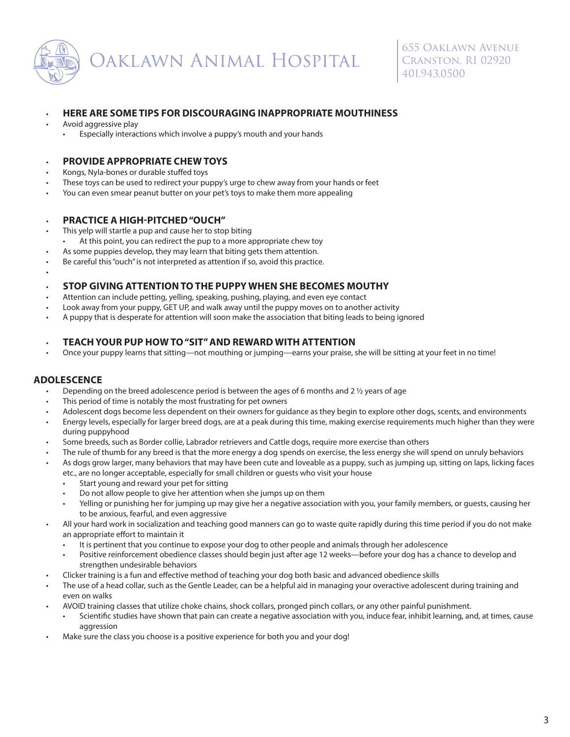- **HERE ARE SOME TIPS FOR DISCOURAGING INAPPROPRIATE MOUTHINESS**
- Avoid aggressive play
  - Especially interactions which involve a puppy's mouth and your hands

- **PROVIDE APPROPRIATE CHEW TOYS**
- Kongs, Nyla-bones or durable stuffed toys
- These toys can be used to redirect your puppy's urge to chew away from your hands or feet
- You can even smear peanut butter on your pet's toys to make them more appealing

- **PRACTICE A HIGH-PITCHED "OUCH"**
- This yelp will startle a pup and cause her to stop biting
  - At this point, you can redirect the pup to a more appropriate chew toy
- As some puppies develop, they may learn that biting gets them attention.
- Be careful this "ouch" is not interpreted as attention if so, avoid this practice.

- **STOP GIVING ATTENTION TO THE PUPPY WHEN SHE BECOMES MOUTHY**
- Attention can include petting, yelling, speaking, pushing, playing, and even eye contact
- Look away from your puppy, GET UP, and walk away until the puppy moves on to another activity
- A puppy that is desperate for attention will soon make the association that biting leads to being ignored

- **TEACH YOUR PUP HOW TO "SIT" AND REWARD WITH ATTENTION**
- Once your puppy learns that sitting—not mouthing or jumping—earns your praise, she will be sitting at your feet in no time!

## ADOLESCENCE

- Depending on the breed adolescence period is between the ages of 6 months and 2 ½ years of age
- This period of time is notably the most frustrating for pet owners
- Adolescent dogs become less dependent on their owners for guidance as they begin to explore other dogs, scents, and environments
- Energy levels, especially for larger breed dogs, are at a peak during this time, making exercise requirements much higher than they were during puppyhood
- Some breeds, such as Border collie, Labrador retrievers and Cattle dogs, require more exercise than others
- The rule of thumb for any breed is that the more energy a dog spends on exercise, the less energy she will spend on unruly behaviors
- As dogs grow larger, many behaviors that may have been cute and loveable as a puppy, such as jumping up, sitting on laps, licking faces etc., are no longer acceptable, especially for small children or guests who visit your house
  - Start young and reward your pet for sitting
  - Do not allow people to give her attention when she jumps up on them
  - Yelling or punishing her for jumping up may give her a negative association with you, your family members, or guests, causing her to be anxious, fearful, and even aggressive
- All your hard work in socialization and teaching good manners can go to waste quite rapidly during this time period if you do not make an appropriate effort to maintain it
  - It is pertinent that you continue to expose your dog to other people and animals through her adolescence
  - Positive reinforcement obedience classes should begin just after age 12 weeks—before your dog has a chance to develop and strengthen undesirable behaviors
- Clicker training is a fun and effective method of teaching your dog both basic and advanced obedience skills
- The use of a head collar, such as the Gentle Leader, can be a helpful aid in managing your overactive adolescent during training and even on walks
- AVOID training classes that utilize choke chains, shock collars, pronged pinch collars, or any other painful punishment.
  - Scientific studies have shown that pain can create a negative association with you, induce fear, inhibit learning, and, at times, cause aggression
- Make sure the class you choose is a positive experience for both you and your dog!